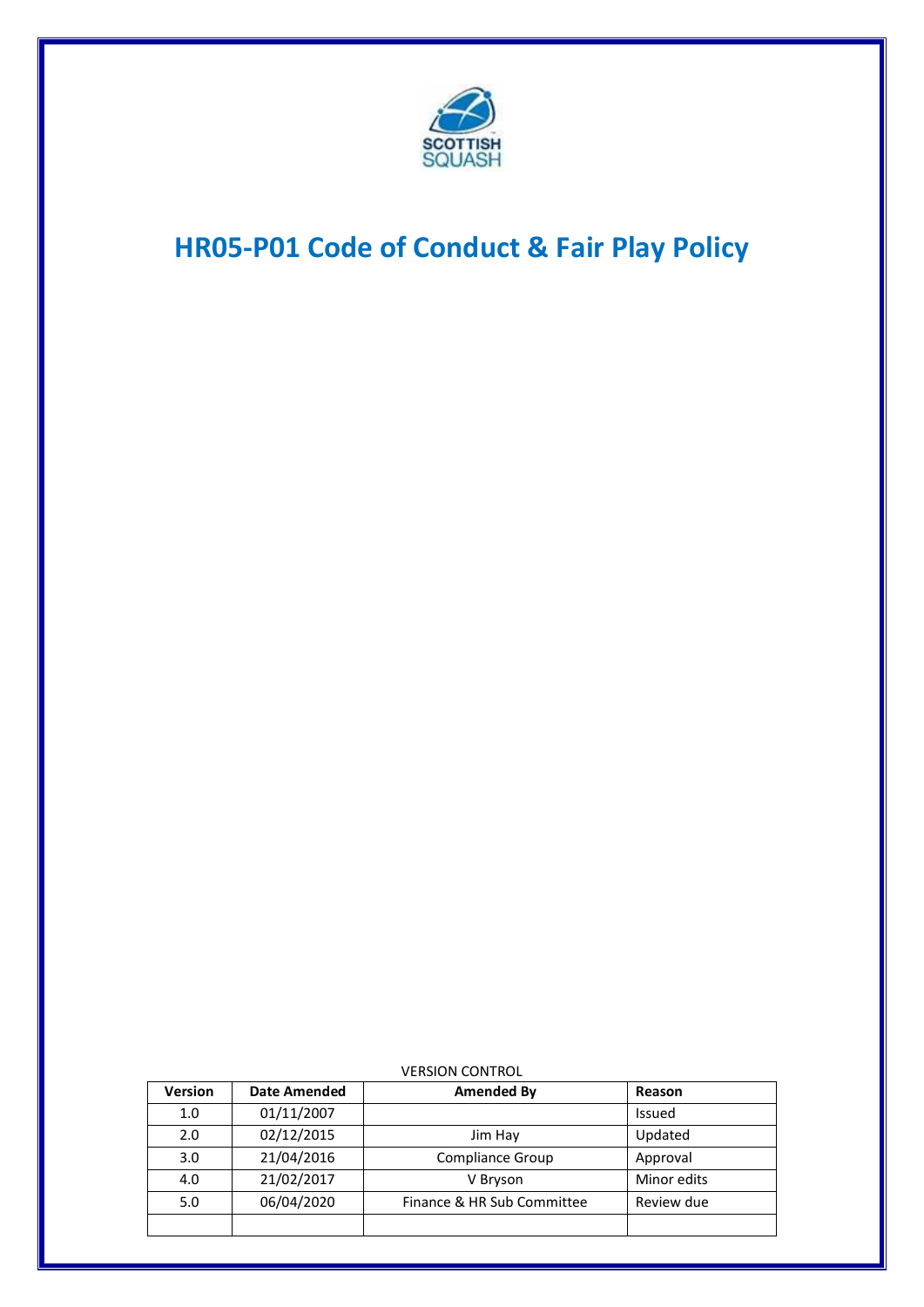# HR05-P01 Code of Conduct & Fair Play Policy

VERSION CONTROL

| Version | Date Amended | Amended By | Reason |
|---|---|---|---|
| 1.0 | 01/11/2007 | | Issued |
| 2.0 | 02/12/2015 | Jim Hay | Updated |
| 3.0 | 21/04/2016 | Compliance Group | Approval |
| 4.0 | 21/02/2017 | V Bryson | Minor edits |
| 5.0 | 06/04/2020 | Finance & HR Sub Committee | Review due |
| | | | |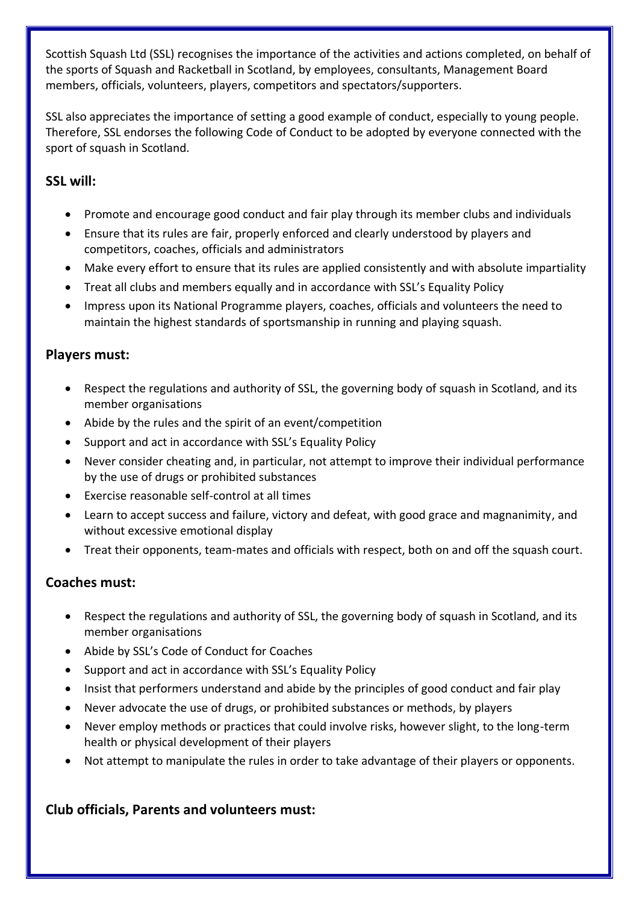Scottish Squash Ltd (SSL) recognises the importance of the activities and actions completed, on behalf of the sports of Squash and Racketball in Scotland, by employees, consultants, Management Board members, officials, volunteers, players, competitors and spectators/supporters.

SSL also appreciates the importance of setting a good example of conduct, especially to young people. Therefore, SSL endorses the following Code of Conduct to be adopted by everyone connected with the sport of squash in Scotland.

### SSL will:

- Promote and encourage good conduct and fair play through its member clubs and individuals
- Ensure that its rules are fair, properly enforced and clearly understood by players and competitors, coaches, officials and administrators
- Make every effort to ensure that its rules are applied consistently and with absolute impartiality
- Treat all clubs and members equally and in accordance with SSL's Equality Policy
- Impress upon its National Programme players, coaches, officials and volunteers the need to maintain the highest standards of sportsmanship in running and playing squash.

### Players must:

- Respect the regulations and authority of SSL, the governing body of squash in Scotland, and its member organisations
- Abide by the rules and the spirit of an event/competition
- Support and act in accordance with SSL's Equality Policy
- Never consider cheating and, in particular, not attempt to improve their individual performance by the use of drugs or prohibited substances
- Exercise reasonable self-control at all times
- Learn to accept success and failure, victory and defeat, with good grace and magnanimity, and without excessive emotional display
- Treat their opponents, team-mates and officials with respect, both on and off the squash court.

### Coaches must:

- Respect the regulations and authority of SSL, the governing body of squash in Scotland, and its member organisations
- Abide by SSL's Code of Conduct for Coaches
- Support and act in accordance with SSL's Equality Policy
- Insist that performers understand and abide by the principles of good conduct and fair play
- Never advocate the use of drugs, or prohibited substances or methods, by players
- Never employ methods or practices that could involve risks, however slight, to the long-term health or physical development of their players
- Not attempt to manipulate the rules in order to take advantage of their players or opponents.

### Club officials, Parents and volunteers must: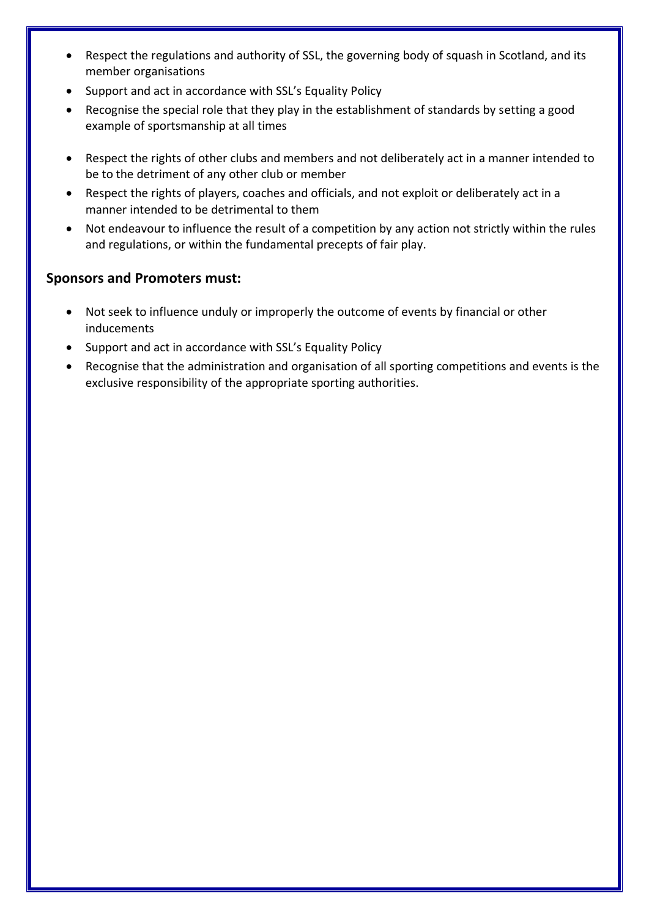- Respect the regulations and authority of SSL, the governing body of squash in Scotland, and its member organisations
- Support and act in accordance with SSL's Equality Policy
- Recognise the special role that they play in the establishment of standards by setting a good example of sportsmanship at all times
- Respect the rights of other clubs and members and not deliberately act in a manner intended to be to the detriment of any other club or member
- Respect the rights of players, coaches and officials, and not exploit or deliberately act in a manner intended to be detrimental to them
- Not endeavour to influence the result of a competition by any action not strictly within the rules and regulations, or within the fundamental precepts of fair play.

## Sponsors and Promoters must:

- Not seek to influence unduly or improperly the outcome of events by financial or other inducements
- Support and act in accordance with SSL's Equality Policy
- Recognise that the administration and organisation of all sporting competitions and events is the exclusive responsibility of the appropriate sporting authorities.